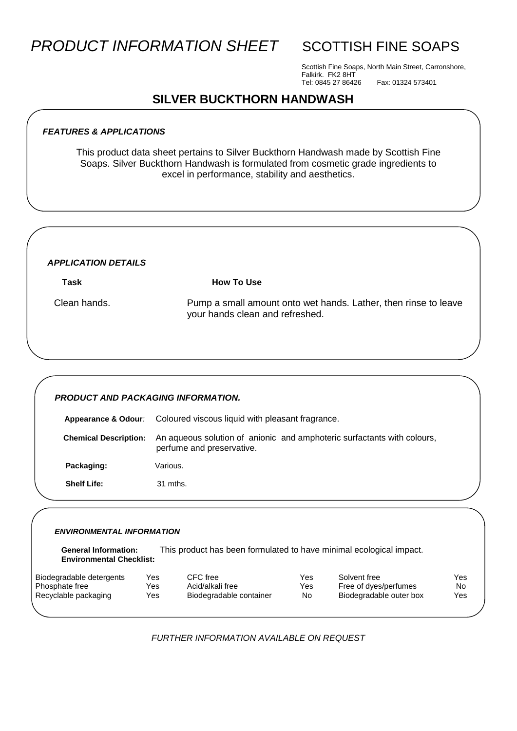# *PRODUCT INFORMATION SHEET* SCOTTISH FINE SOAPS

Scottish Fine Soaps, North Main Street, Carronshore,
Falkirk. FK2 8HT
Tel: 0845 27 86426 Fax: 01324 573401

## SILVER BUCKTHORN HANDWASH

### *FEATURES & APPLICATIONS*

This product data sheet pertains to Silver Buckthorn Handwash made by Scottish Fine Soaps. Silver Buckthorn Handwash is formulated from cosmetic grade ingredients to excel in performance, stability and aesthetics.

### *APPLICATION DETAILS*

| Task | How To Use |
|---|---|
| Clean hands. | Pump a small amount onto wet hands. Lather, then rinse to leave your hands clean and refreshed. |

### *PRODUCT AND PACKAGING INFORMATION.*

**Appearance & Odour**: Coloured viscous liquid with pleasant fragrance.

**Chemical Description:** An aqueous solution of anionic and amphoteric surfactants with colours, perfume and preservative.

**Packaging:** Various.

**Shelf Life:** 31 mths.

### *ENVIRONMENTAL INFORMATION*

**General Information:** This product has been formulated to have minimal ecological impact.

**Environmental Checklist:**

| | | | | | |
|---|---|---|---|---|---|
| Biodegradable detergents | Yes | CFC free | Yes | Solvent free | Yes |
| Phosphate free | Yes | Acid/alkali free | Yes | Free of dyes/perfumes | No |
| Recyclable packaging | Yes | Biodegradable container | No | Biodegradable outer box | Yes |

*FURTHER INFORMATION AVAILABLE ON REQUEST*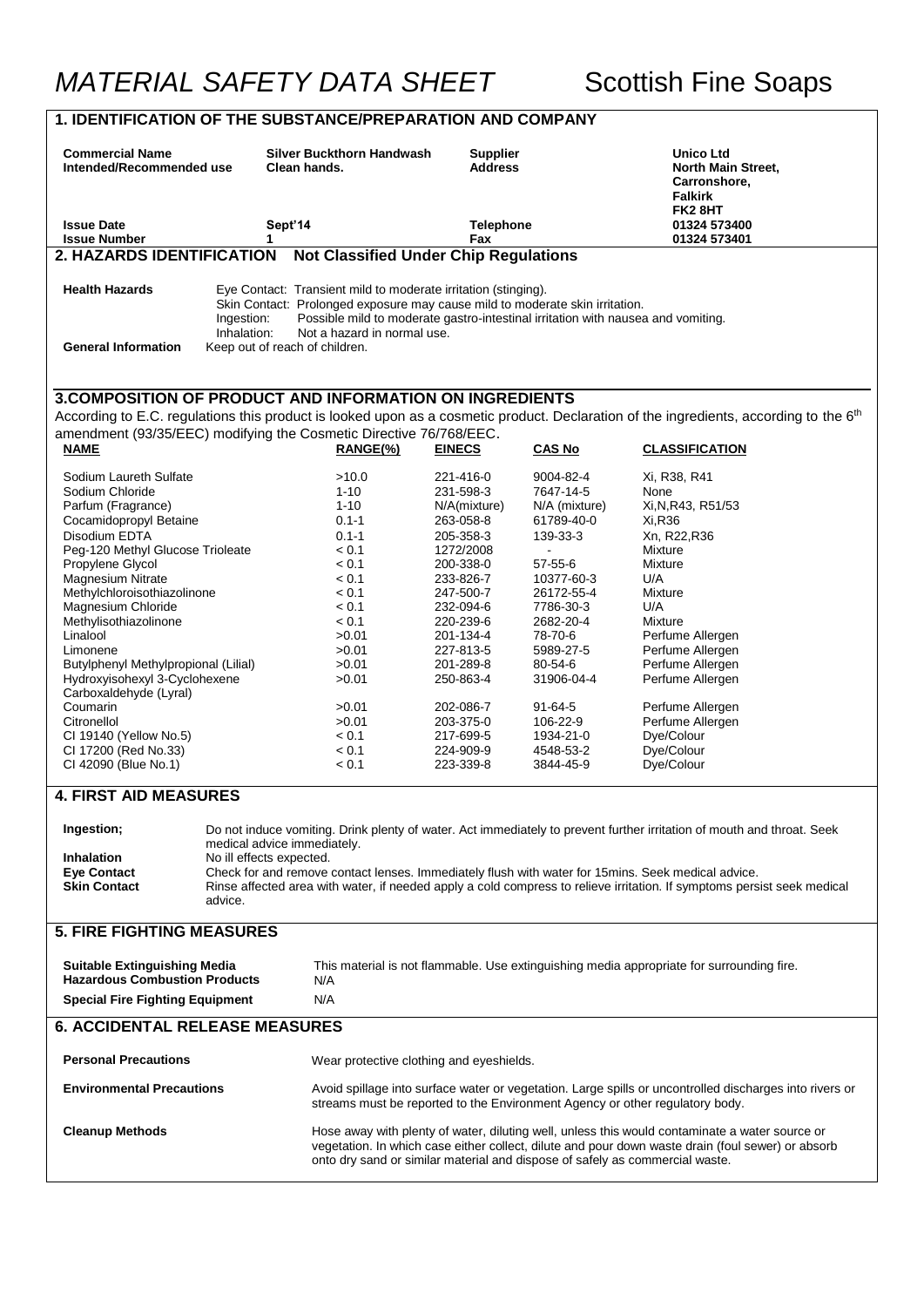# *MATERIAL SAFETY DATA SHEET* Scottish Fine Soaps

## 1. IDENTIFICATION OF THE SUBSTANCE/PREPARATION AND COMPANY

| | | | |
|---|---|---|---|
| **Commercial Name** | **Silver Buckthorn Handwash** | **Supplier** | **Unico Ltd** |
| **Intended/Recommended use** | **Clean hands.** | **Address** | **North Main Street, Carronshore, Falkirk FK2 8HT** |
| **Issue Date** | **Sept'14** | **Telephone** | **01324 573400** |
| **Issue Number** | **1** | **Fax** | **01324 573401** |

## 2. HAZARDS IDENTIFICATION Not Classified Under Chip Regulations

**Health Hazards**
- Eye Contact: Transient mild to moderate irritation (stinging).
- Skin Contact: Prolonged exposure may cause mild to moderate skin irritation.
- Ingestion: Possible mild to moderate gastro-intestinal irritation with nausea and vomiting.
- Inhalation: Not a hazard in normal use.

**General Information** Keep out of reach of children.

## 3.COMPOSITION OF PRODUCT AND INFORMATION ON INGREDIENTS

According to E.C. regulations this product is looked upon as a cosmetic product. Declaration of the ingredients, according to the 6th amendment (93/35/EEC) modifying the Cosmetic Directive 76/768/EEC.

| NAME | RANGE(%) | EINECS | CAS No | CLASSIFICATION |
|---|---|---|---|---|
| Sodium Laureth Sulfate | >10.0 | 221-416-0 | 9004-82-4 | Xi, R38, R41 |
| Sodium Chloride | 1-10 | 231-598-3 | 7647-14-5 | None |
| Parfum (Fragrance) | 1-10 | N/A(mixture) | N/A (mixture) | Xi,N,R43, R51/53 |
| Cocamidopropyl Betaine | 0.1-1 | 263-058-8 | 61789-40-0 | Xi,R36 |
| Disodium EDTA | 0.1-1 | 205-358-3 | 139-33-3 | Xn, R22,R36 |
| Peg-120 Methyl Glucose Trioleate | < 0.1 | 1272/2008 | - | Mixture |
| Propylene Glycol | < 0.1 | 200-338-0 | 57-55-6 | Mixture |
| Magnesium Nitrate | < 0.1 | 233-826-7 | 10377-60-3 | U/A |
| Methylchloroisothiazolinone | < 0.1 | 247-500-7 | 26172-55-4 | Mixture |
| Magnesium Chloride | < 0.1 | 232-094-6 | 7786-30-3 | U/A |
| Methylisothiazolinone | < 0.1 | 220-239-6 | 2682-20-4 | Mixture |
| Linalool | >0.01 | 201-134-4 | 78-70-6 | Perfume Allergen |
| Limonene | >0.01 | 227-813-5 | 5989-27-5 | Perfume Allergen |
| Butylphenyl Methylpropional (Lilial) | >0.01 | 201-289-8 | 80-54-6 | Perfume Allergen |
| Hydroxyisohexyl 3-Cyclohexene Carboxaldehyde (Lyral) | >0.01 | 250-863-4 | 31906-04-4 | Perfume Allergen |
| Coumarin | >0.01 | 202-086-7 | 91-64-5 | Perfume Allergen |
| Citronellol | >0.01 | 203-375-0 | 106-22-9 | Perfume Allergen |
| CI 19140 (Yellow No.5) | < 0.1 | 217-699-5 | 1934-21-0 | Dye/Colour |
| CI 17200 (Red No.33) | < 0.1 | 224-909-9 | 4548-53-2 | Dye/Colour |
| CI 42090 (Blue No.1) | < 0.1 | 223-339-8 | 3844-45-9 | Dye/Colour |

## 4. FIRST AID MEASURES

**Ingestion;** Do not induce vomiting. Drink plenty of water. Act immediately to prevent further irritation of mouth and throat. Seek medical advice immediately.

**Inhalation** No ill effects expected.

**Eye Contact** Check for and remove contact lenses. Immediately flush with water for 15mins. Seek medical advice.

**Skin Contact** Rinse affected area with water, if needed apply a cold compress to relieve irritation. If symptoms persist seek medical advice.

## 5. FIRE FIGHTING MEASURES

**Suitable Extinguishing Media** This material is not flammable. Use extinguishing media appropriate for surrounding fire.

**Hazardous Combustion Products** N/A

**Special Fire Fighting Equipment** N/A

## 6. ACCIDENTAL RELEASE MEASURES

**Personal Precautions** Wear protective clothing and eyeshields.

**Environmental Precautions** Avoid spillage into surface water or vegetation. Large spills or uncontrolled discharges into rivers or streams must be reported to the Environment Agency or other regulatory body.

**Cleanup Methods** Hose away with plenty of water, diluting well, unless this would contaminate a water source or vegetation. In which case either collect, dilute and pour down waste drain (foul sewer) or absorb onto dry sand or similar material and dispose of safely as commercial waste.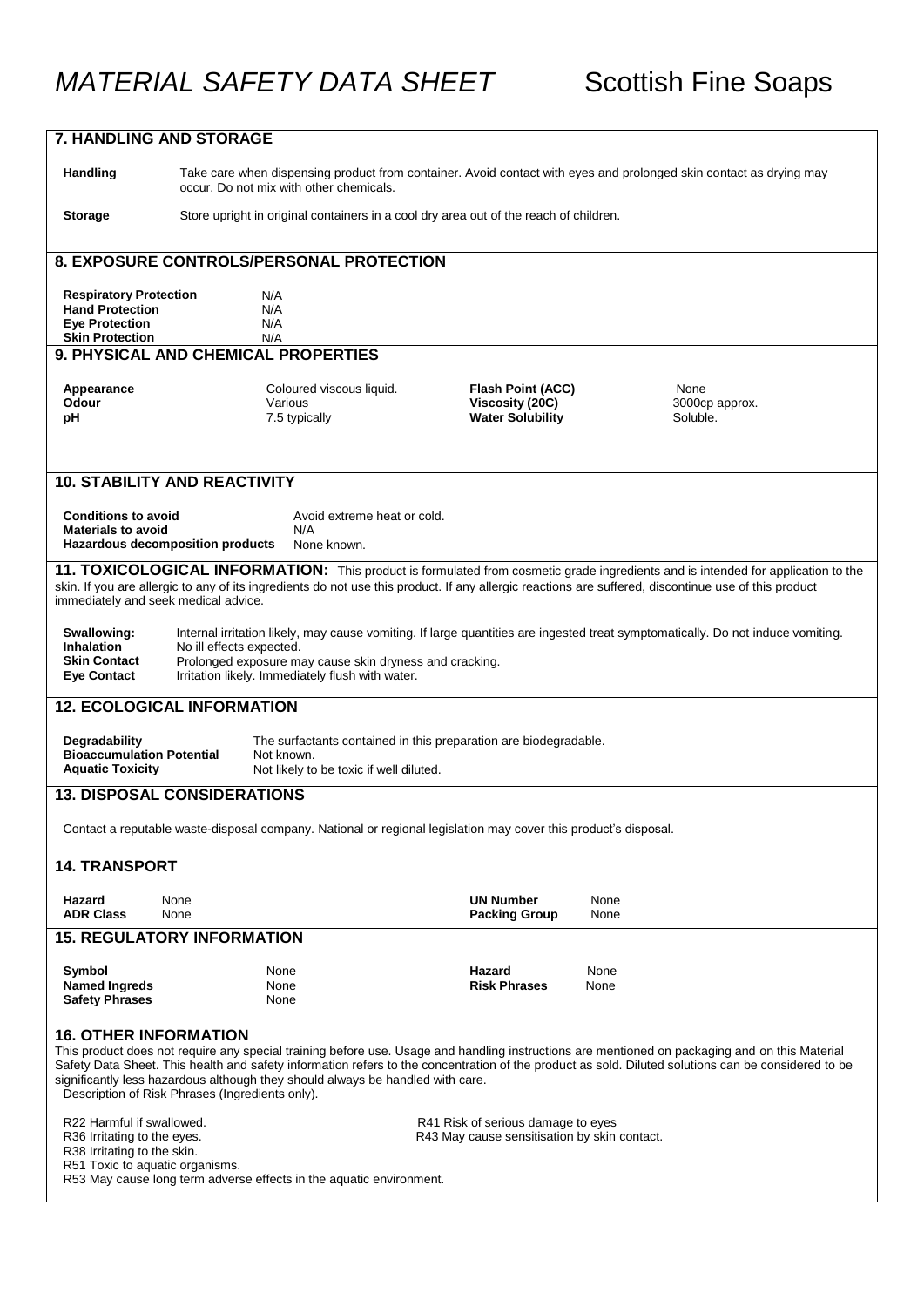# *MATERIAL SAFETY DATA SHEET* Scottish Fine Soaps

## 7. HANDLING AND STORAGE

**Handling** Take care when dispensing product from container. Avoid contact with eyes and prolonged skin contact as drying may occur. Do not mix with other chemicals.

**Storage** Store upright in original containers in a cool dry area out of the reach of children.

## 8. EXPOSURE CONTROLS/PERSONAL PROTECTION

| | |
|---|---|
| **Respiratory Protection** | N/A |
| **Hand Protection** | N/A |
| **Eye Protection** | N/A |
| **Skin Protection** | N/A |

## 9. PHYSICAL AND CHEMICAL PROPERTIES

| | | | |
|---|---|---|---|
| **Appearance** | Coloured viscous liquid. | **Flash Point (ACC)** | None |
| **Odour** | Various | **Viscosity (20C)** | 3000cp approx. |
| **pH** | 7.5 typically | **Water Solubility** | Soluble. |

## 10. STABILITY AND REACTIVITY

| | |
|---|---|
| **Conditions to avoid** | Avoid extreme heat or cold. |
| **Materials to avoid** | N/A |
| **Hazardous decomposition products** | None known. |

## 11. TOXICOLOGICAL INFORMATION:

This product is formulated from cosmetic grade ingredients and is intended for application to the skin. If you are allergic to any of its ingredients do not use this product. If any allergic reactions are suffered, discontinue use of this product immediately and seek medical advice.

| | |
|---|---|
| **Swallowing:** | Internal irritation likely, may cause vomiting. If large quantities are ingested treat symptomatically. Do not induce vomiting. |
| **Inhalation** | No ill effects expected. |
| **Skin Contact** | Prolonged exposure may cause skin dryness and cracking. |
| **Eye Contact** | Irritation likely. Immediately flush with water. |

## 12. ECOLOGICAL INFORMATION

| | |
|---|---|
| **Degradability** | The surfactants contained in this preparation are biodegradable. |
| **Bioaccumulation Potential** | Not known. |
| **Aquatic Toxicity** | Not likely to be toxic if well diluted. |

## 13. DISPOSAL CONSIDERATIONS

Contact a reputable waste-disposal company. National or regional legislation may cover this product's disposal.

## 14. TRANSPORT

| | | | |
|---|---|---|---|
| **Hazard** | None | **UN Number** | None |
| **ADR Class** | None | **Packing Group** | None |

## 15. REGULATORY INFORMATION

| | | | |
|---|---|---|---|
| **Symbol** | None | **Hazard** | None |
| **Named Ingreds** | None | **Risk Phrases** | None |
| **Safety Phrases** | None | | |

## 16. OTHER INFORMATION

This product does not require any special training before use. Usage and handling instructions are mentioned on packaging and on this Material Safety Data Sheet. This health and safety information refers to the concentration of the product as sold. Diluted solutions can be considered to be significantly less hazardous although they should always be handled with care.

Description of Risk Phrases (Ingredients only).

R22 Harmful if swallowed.
R36 Irritating to the eyes.
R38 Irritating to the skin.
R51 Toxic to aquatic organisms.
R53 May cause long term adverse effects in the aquatic environment.
R41 Risk of serious damage to eyes
R43 May cause sensitisation by skin contact.